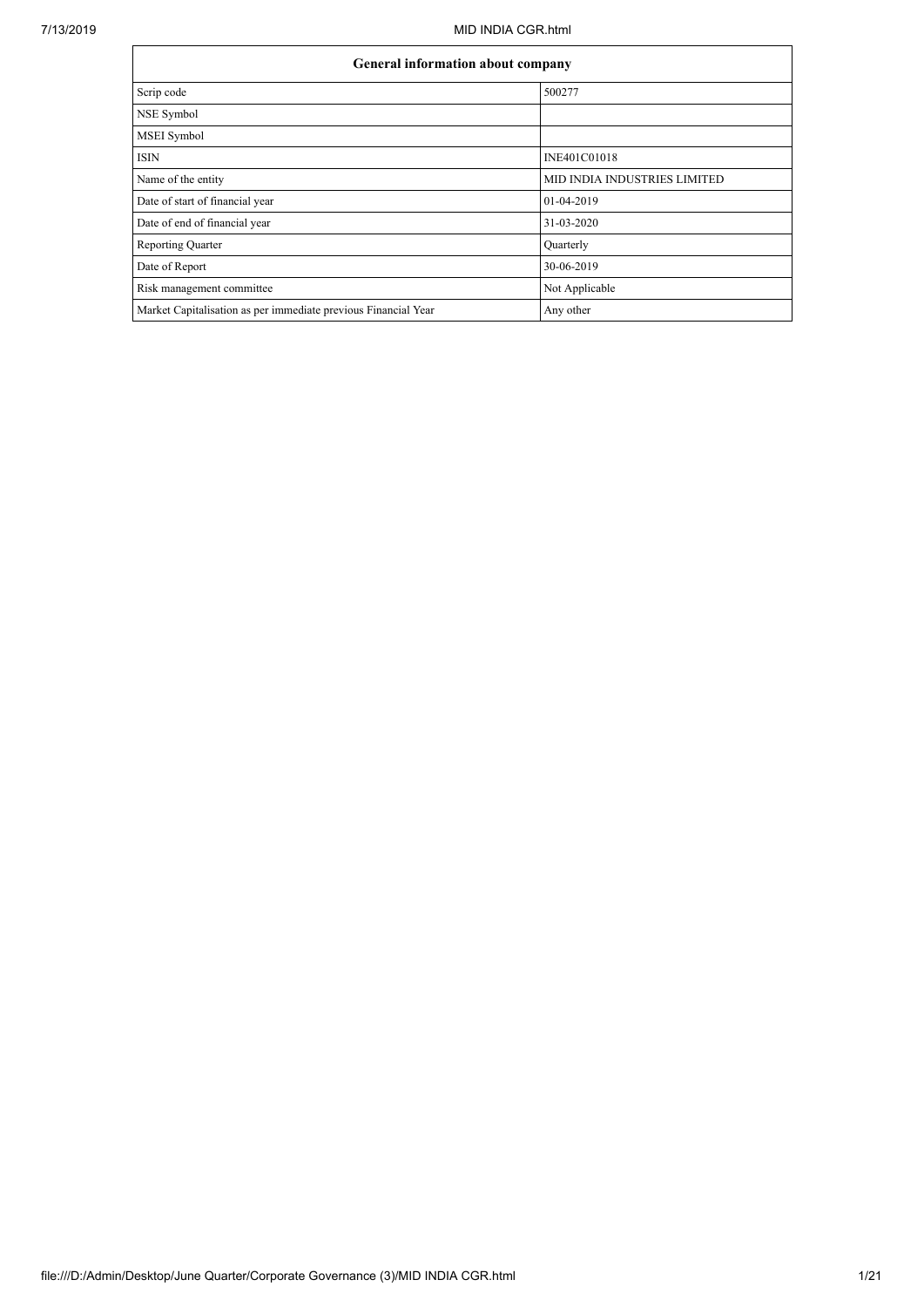| General information about company | |
|---|---|
| Scrip code | 500277 |
| NSE Symbol | |
| MSEI Symbol | |
| ISIN | INE401C01018 |
| Name of the entity | MID INDIA INDUSTRIES LIMITED |
| Date of start of financial year | 01-04-2019 |
| Date of end of financial year | 31-03-2020 |
| Reporting Quarter | Quarterly |
| Date of Report | 30-06-2019 |
| Risk management committee | Not Applicable |
| Market Capitalisation as per immediate previous Financial Year | Any other |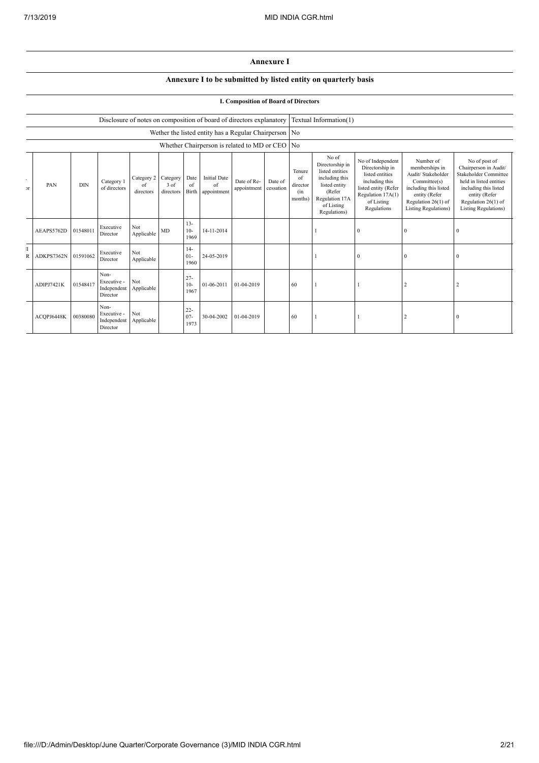## Annexure I

### Annexure I to be submitted by listed entity on quarterly basis

#### I. Composition of Board of Directors

| | |
|---|---|
| Disclosure of notes on composition of board of directors explanatory | Textual Information(1) |
| Wether the listed entity has a Regular Chairperson | No |
| Whether Chairperson is related to MD or CEO | No |

| . or | PAN | DIN | Category 1 of directors | Category 2 of directors | Category 3 of directors | Date of Birth | Initial Date of appointment | Date of Re-appointment | Date of cessation | Tenure of director (in months) | No of Directorship in listed entities including this listed entity (Refer Regulation 17A of Listing Regulations) | No of Independent Directorship in listed entities including this listed entity (Refer Regulation 17A(1) of Listing Regulations | Number of memberships in Audit/ Stakeholder Committee(s) including this listed entity (Refer Regulation 26(1) of Listing Regulations) | No of post of Chairperson in Audit/ Stakeholder Committee held in listed entities including this listed entity (Refer Regulation 26(1) of Listing Regulations) |
|---|---|---|---|---|---|---|---|---|---|---|---|---|---|---|
| | AEAPS5762D | 01548011 | Executive Director | Not Applicable | MD | 13-10-1969 | 14-11-2014 | | | | 1 | 0 | 0 | 0 |
| ll R | ADKPS7362N | 01591062 | Executive Director | Not Applicable | | 14-01-1960 | 24-05-2019 | | | | 1 | 0 | 0 | 0 |
| | ADIPJ7421K | 01548417 | Non-Executive - Independent Director | Not Applicable | | 27-10-1967 | 01-06-2011 | 01-04-2019 | | 60 | 1 | 1 | 2 | 2 |
| | ACQPJ6448K | 00380080 | Non-Executive - Independent Director | Not Applicable | | 22-07-1973 | 30-04-2002 | 01-04-2019 | | 60 | 1 | 1 | 2 | 0 |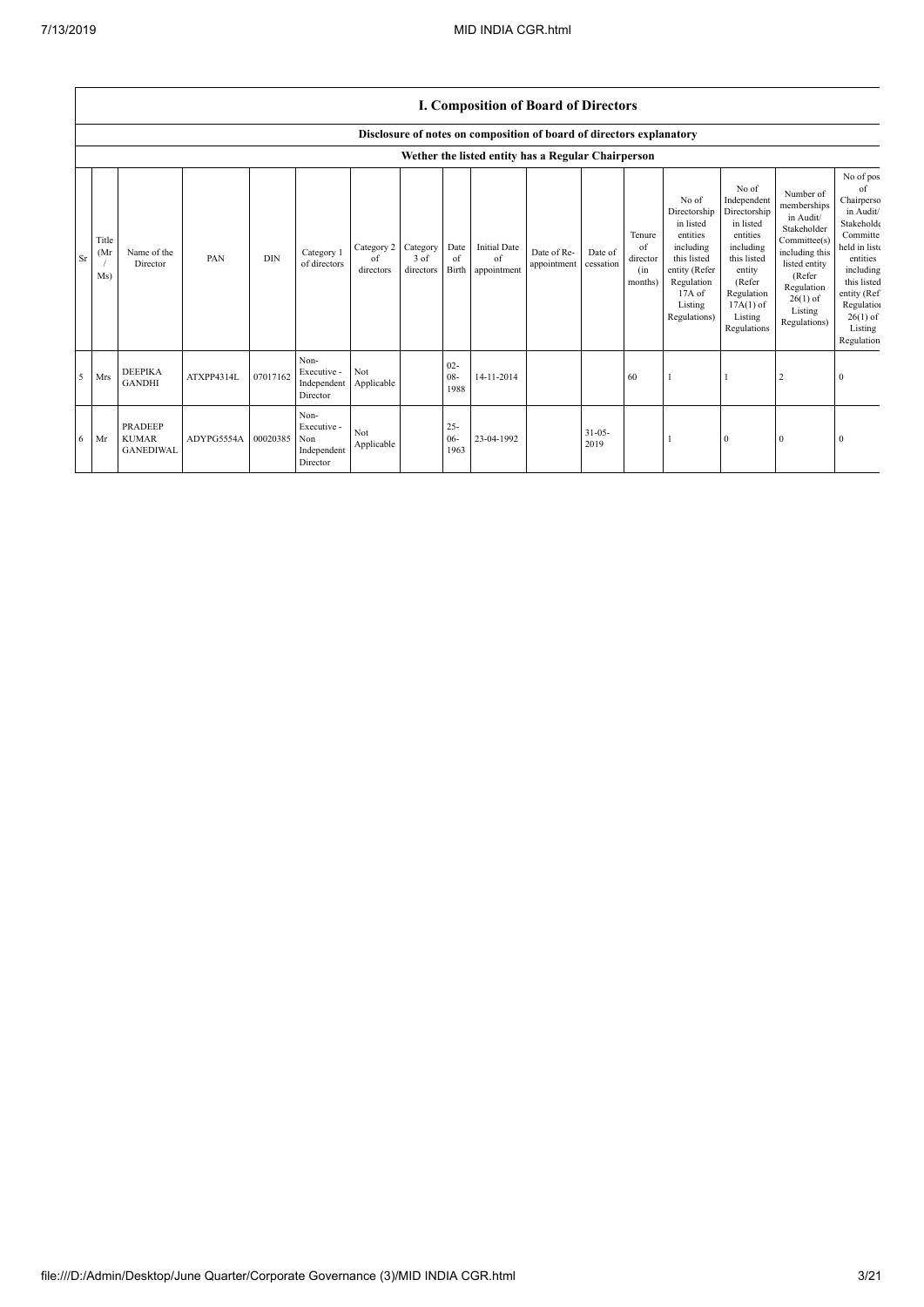## I. Composition of Board of Directors

Disclosure of notes on composition of board of directors explanatory

Wether the listed entity has a Regular Chairperson

| Sr | Title (Mr / Ms) | Name of the Director | PAN | DIN | Category 1 of directors | Category 2 of directors | Category 3 of directors | Date of Birth | Initial Date of appointment | Date of Re-appointment | Date of cessation | Tenure of director (in months) | No of Directorship in listed entities including this listed entity (Refer Regulation 17A of Listing Regulations) | No of Independent Directorship in listed entities including this listed entity (Refer Regulation 17A(1) of Listing Regulations | Number of memberships in Audit/ Stakeholder Committee(s) including this listed entity (Refer Regulation 26(1) of Listing Regulations) | No of post of Chairperson in Audit/ Stakeholder Committee held in listed entities including this listed entity (Refer Regulation 26(1) of Listing Regulations) |
|---|---|---|---|---|---|---|---|---|---|---|---|---|---|---|---|---|
| 5 | Mrs | DEEPIKA GANDHI | ATXPP4314L | 07017162 | Non-Executive - Independent Director | Not Applicable | | 02-08-1988 | 14-11-2014 | | | 60 | 1 | 1 | 2 | 0 |
| 6 | Mr | PRADEEP KUMAR GANEDIWAL | ADYPG5554A | 00020385 | Non-Executive - Non Independent Director | Not Applicable | | 25-06-1963 | 23-04-1992 | | 31-05-2019 | | 1 | 0 | 0 | 0 |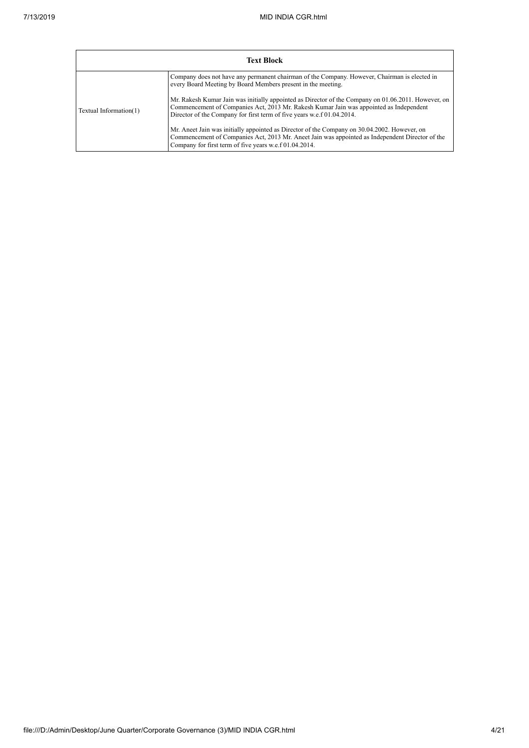| Text Block | |
|---|---|
| Textual Information(1) | Company does not have any permanent chairman of the Company. However, Chairman is elected in every Board Meeting by Board Members present in the meeting.<br><br>Mr. Rakesh Kumar Jain was initially appointed as Director of the Company on 01.06.2011. However, on Commencement of Companies Act, 2013 Mr. Rakesh Kumar Jain was appointed as Independent Director of the Company for first term of five years w.e.f 01.04.2014.<br><br>Mr. Aneet Jain was initially appointed as Director of the Company on 30.04.2002. However, on Commencement of Companies Act, 2013 Mr. Aneet Jain was appointed as Independent Director of the Company for first term of five years w.e.f 01.04.2014. |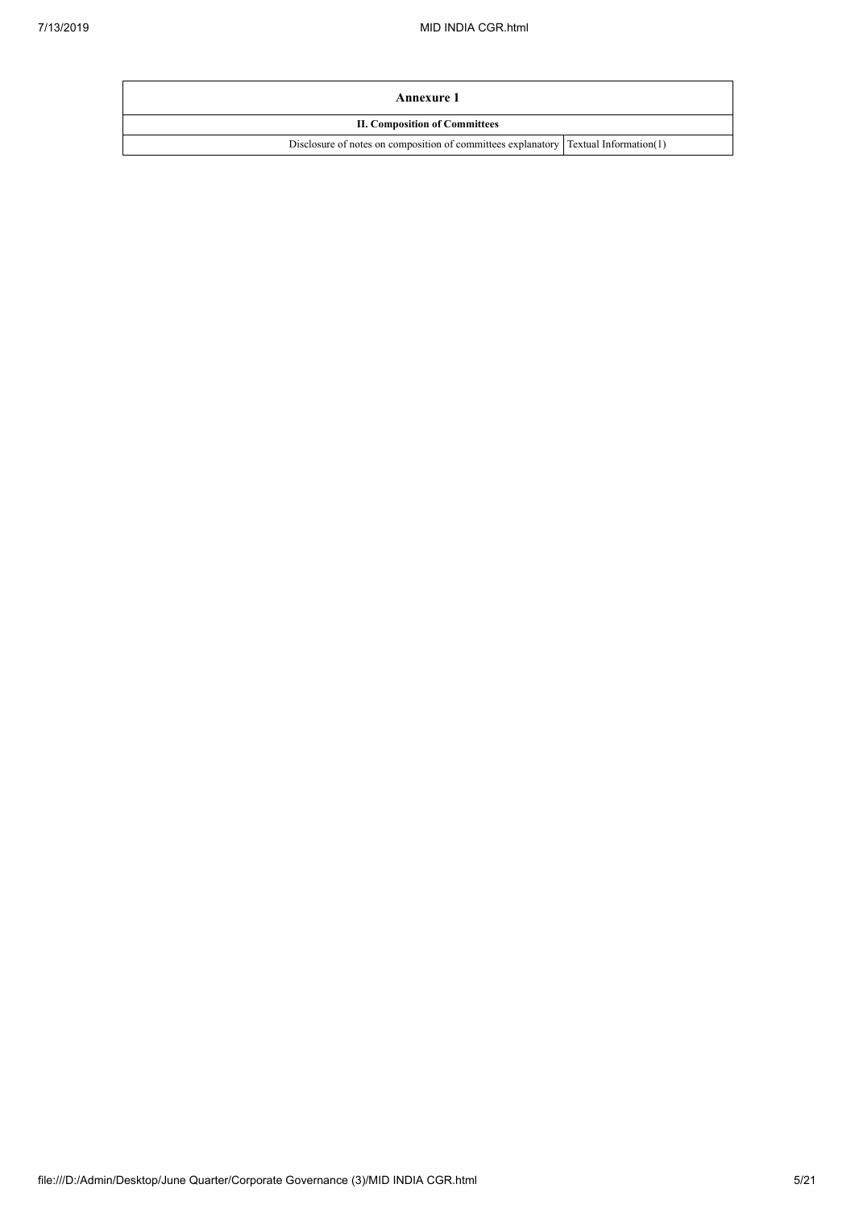| Annexure 1 | |
|---|---|
| II. Composition of Committees | |
| Disclosure of notes on composition of committees explanatory | Textual Information(1) |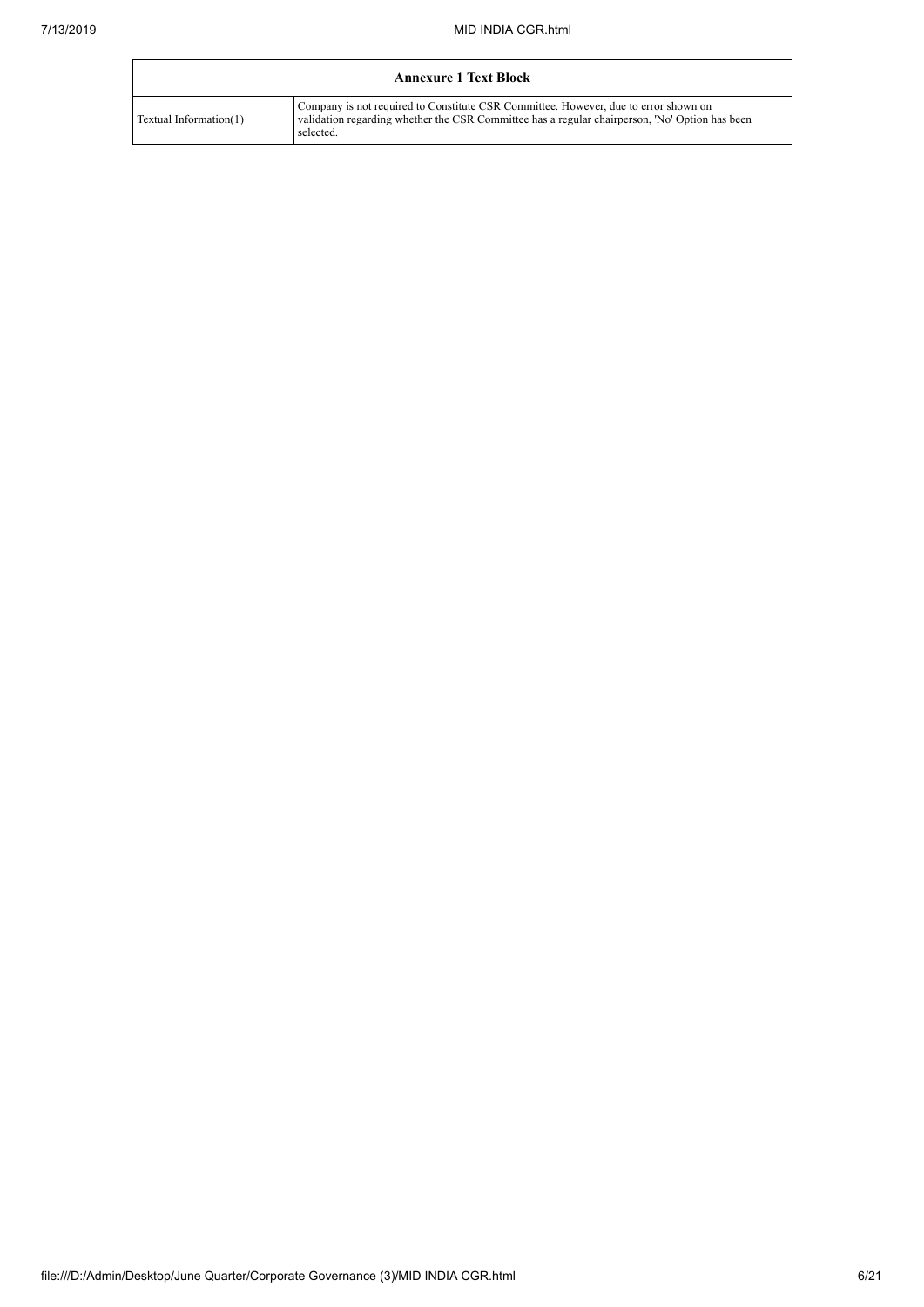| Annexure 1 Text Block | |
| --- | --- |
| Textual Information(1) | Company is not required to Constitute CSR Committee. However, due to error shown on validation regarding whether the CSR Committee has a regular chairperson, 'No' Option has been selected. |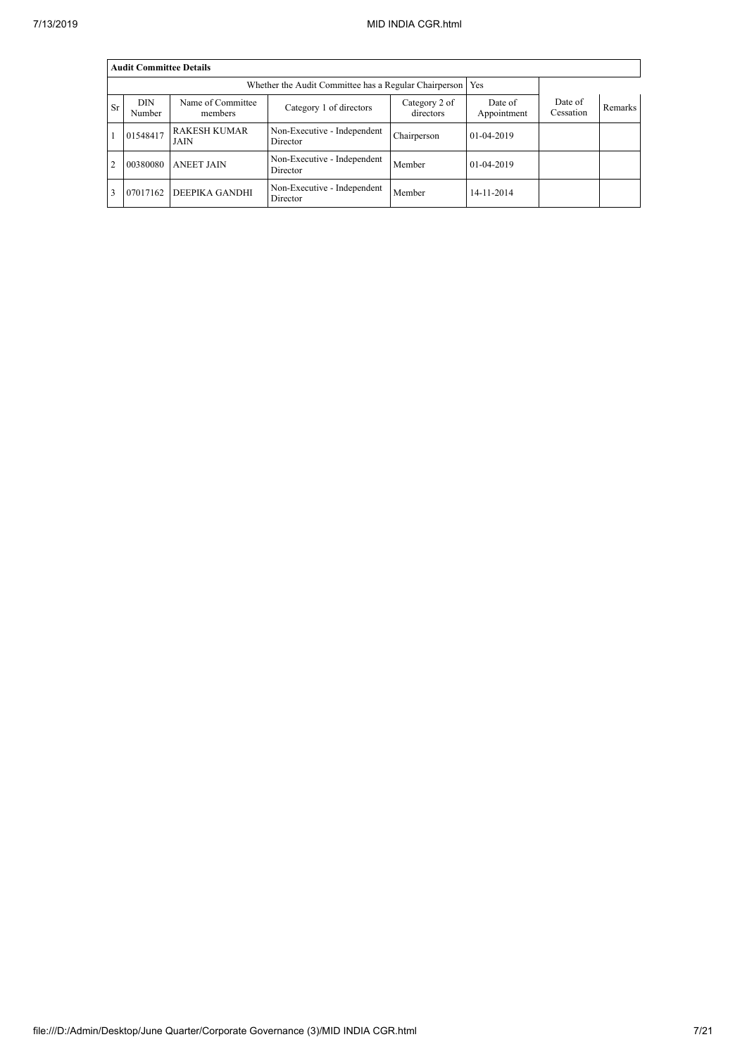| Audit Committee Details | | | | | | | |
|---|---|---|---|---|---|---|---|
| Whether the Audit Committee has a Regular Chairperson | | | | | Yes | | |
| Sr | DIN Number | Name of Committee members | Category 1 of directors | Category 2 of directors | Date of Appointment | Date of Cessation | Remarks |
| 1 | 01548417 | RAKESH KUMAR JAIN | Non-Executive - Independent Director | Chairperson | 01-04-2019 | | |
| 2 | 00380080 | ANEET JAIN | Non-Executive - Independent Director | Member | 01-04-2019 | | |
| 3 | 07017162 | DEEPIKA GANDHI | Non-Executive - Independent Director | Member | 14-11-2014 | | |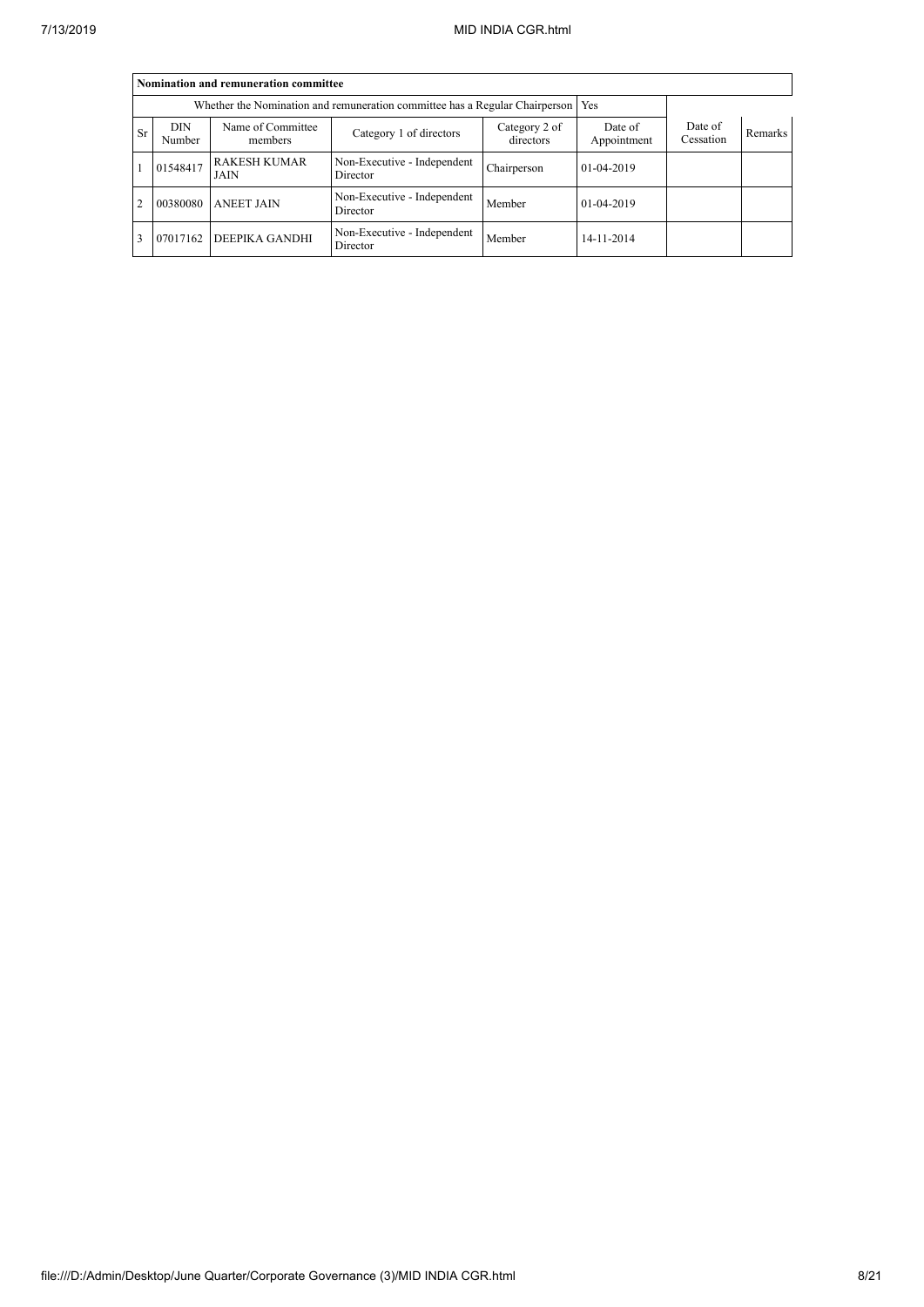| Nomination and remuneration committee | | | | | | | |
|---|---|---|---|---|---|---|---|
| Whether the Nomination and remuneration committee has a Regular Chairperson | | | | | Yes | | |
| Sr | DIN Number | Name of Committee members | Category 1 of directors | Category 2 of directors | Date of Appointment | Date of Cessation | Remarks |
| 1 | 01548417 | RAKESH KUMAR JAIN | Non-Executive - Independent Director | Chairperson | 01-04-2019 | | |
| 2 | 00380080 | ANEET JAIN | Non-Executive - Independent Director | Member | 01-04-2019 | | |
| 3 | 07017162 | DEEPIKA GANDHI | Non-Executive - Independent Director | Member | 14-11-2014 | | |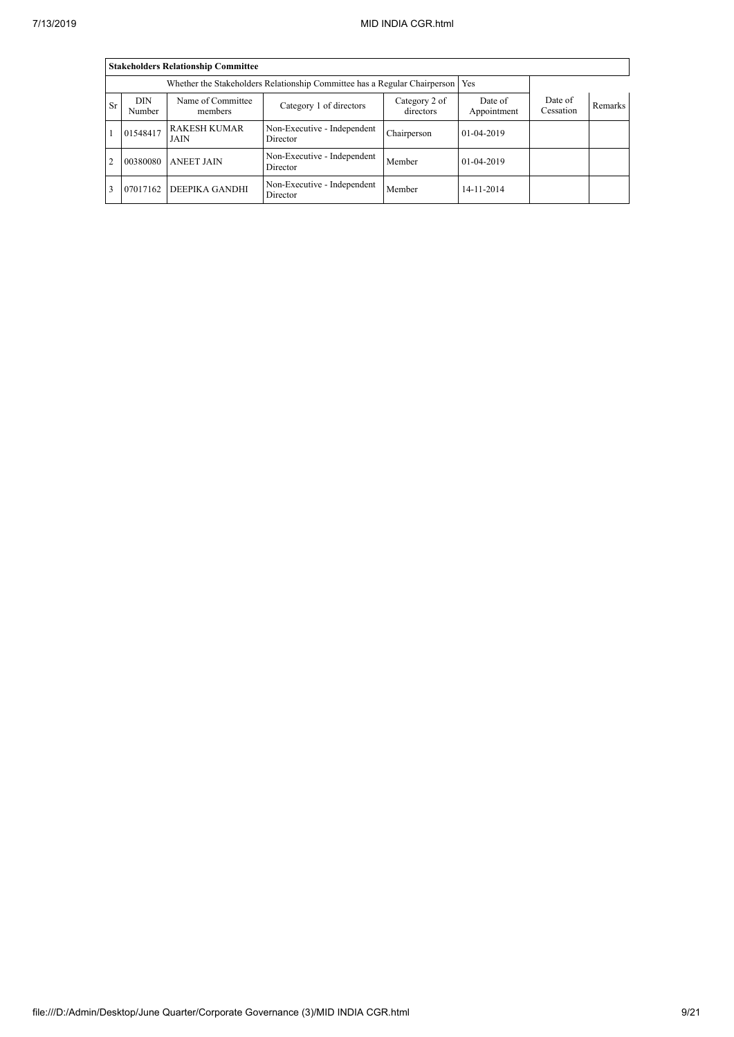| **Stakeholders Relationship Committee** | | | | | | | | |
|---|---|---|---|---|---|---|---|---|
| Whether the Stakeholders Relationship Committee has a Regular Chairperson | | | | | Yes | | | |
| Sr | DIN Number | Name of Committee members | Category 1 of directors | Category 2 of directors | Date of Appointment | Date of Cessation | Remarks |
| 1 | 01548417 | RAKESH KUMAR JAIN | Non-Executive - Independent Director | Chairperson | 01-04-2019 | | |
| 2 | 00380080 | ANEET JAIN | Non-Executive - Independent Director | Member | 01-04-2019 | | |
| 3 | 07017162 | DEEPIKA GANDHI | Non-Executive - Independent Director | Member | 14-11-2014 | | |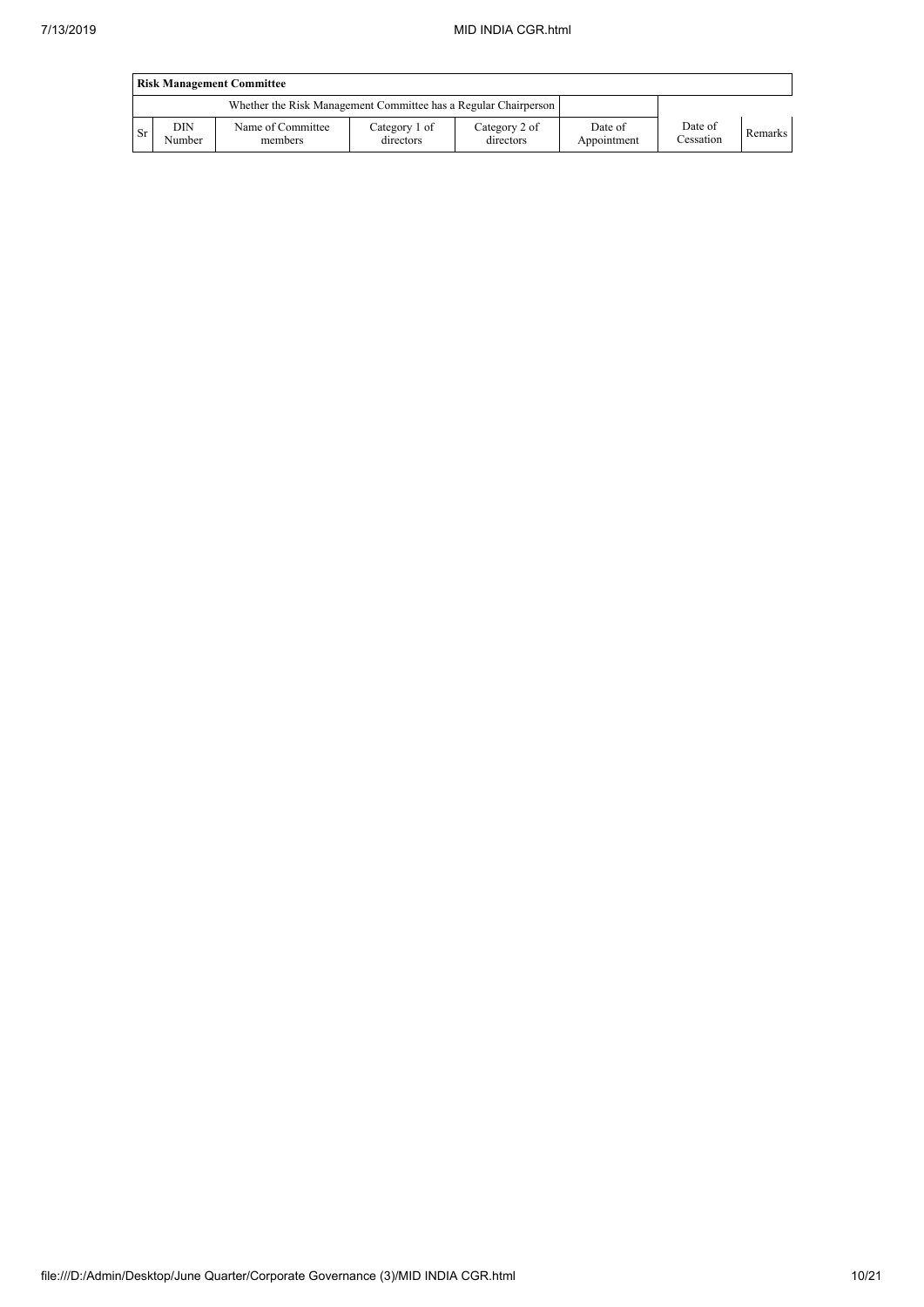| Risk Management Committee | | | | | | | |
|---|---|---|---|---|---|---|---|
| Whether the Risk Management Committee has a Regular Chairperson | | | | | | | |
| Sr | DIN Number | Name of Committee members | Category 1 of directors | Category 2 of directors | Date of Appointment | Date of Cessation | Remarks |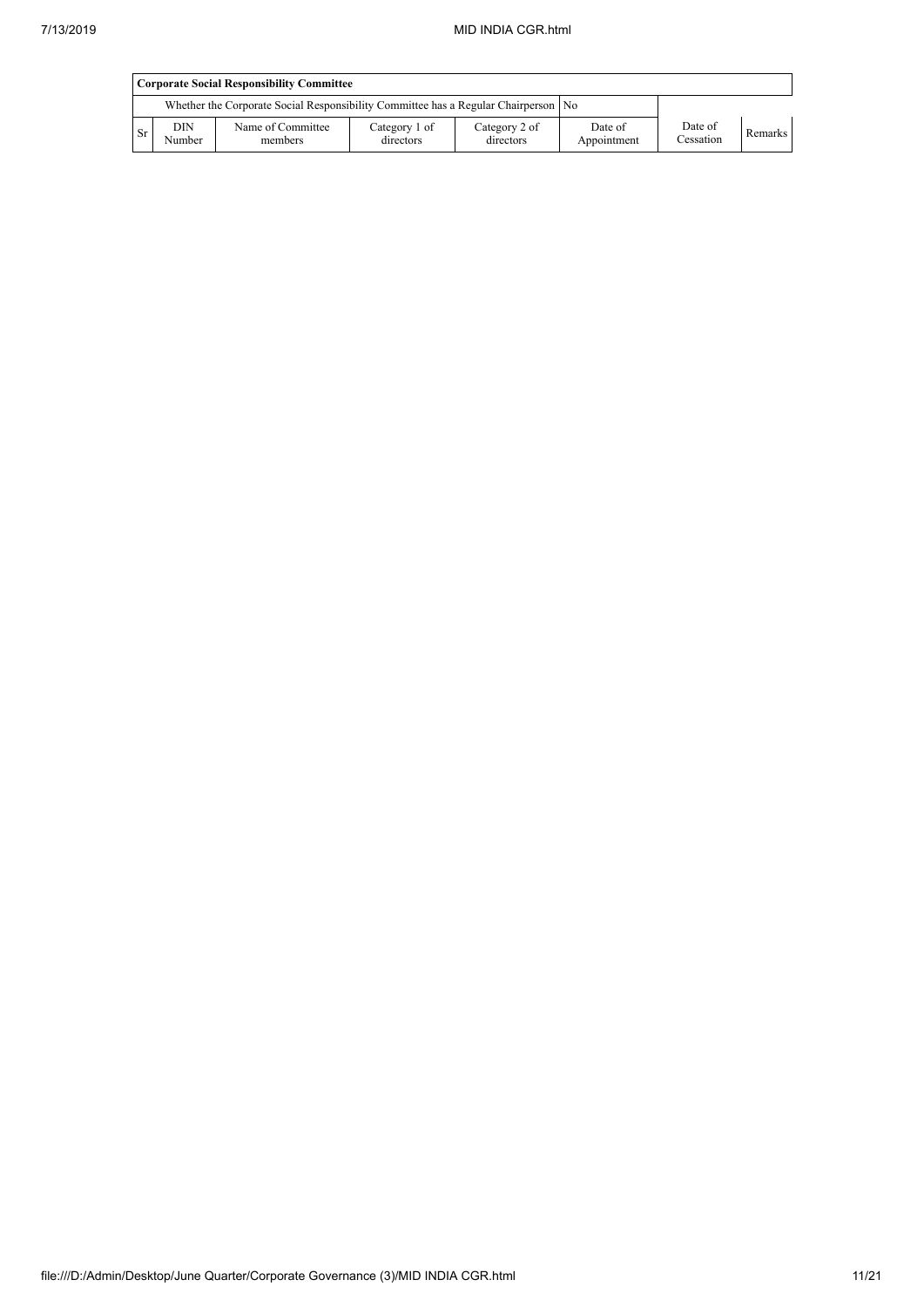| Corporate Social Responsibility Committee | | | | | | | |
|---|---|---|---|---|---|---|---|
| Whether the Corporate Social Responsibility Committee has a Regular Chairperson | | | | | No | | |
| Sr | DIN Number | Name of Committee members | Category 1 of directors | Category 2 of directors | Date of Appointment | Date of Cessation | Remarks |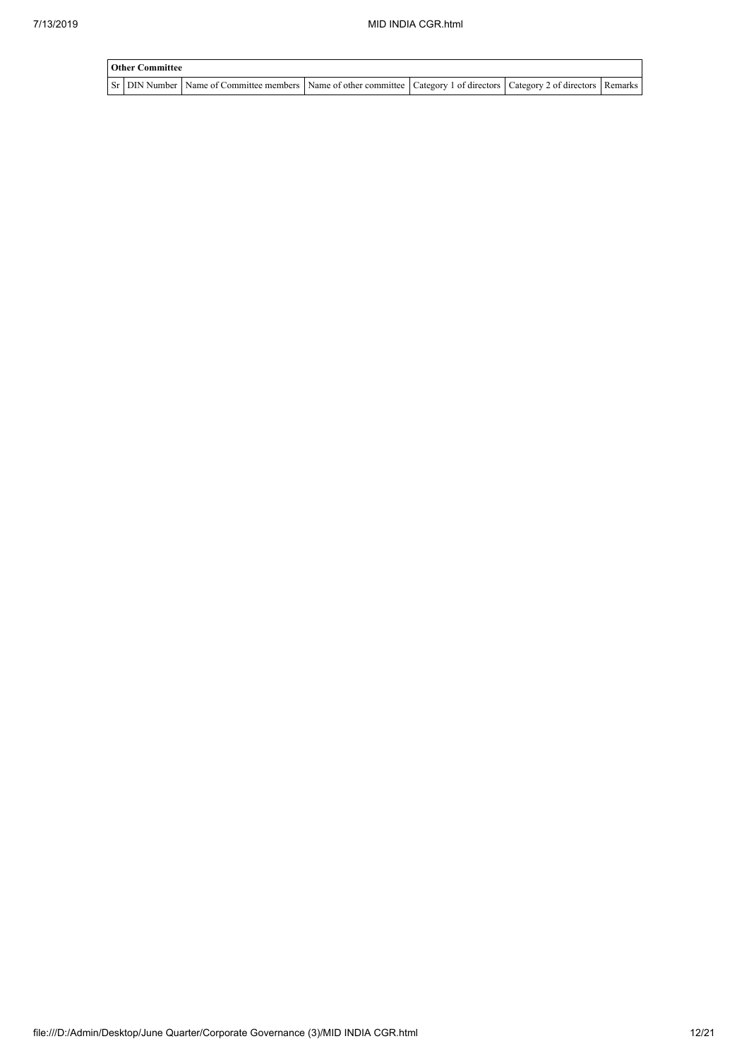| Other Committee | | | | | | |
|---|---|---|---|---|---|---|
| Sr | DIN Number | Name of Committee members | Name of other committee | Category 1 of directors | Category 2 of directors | Remarks |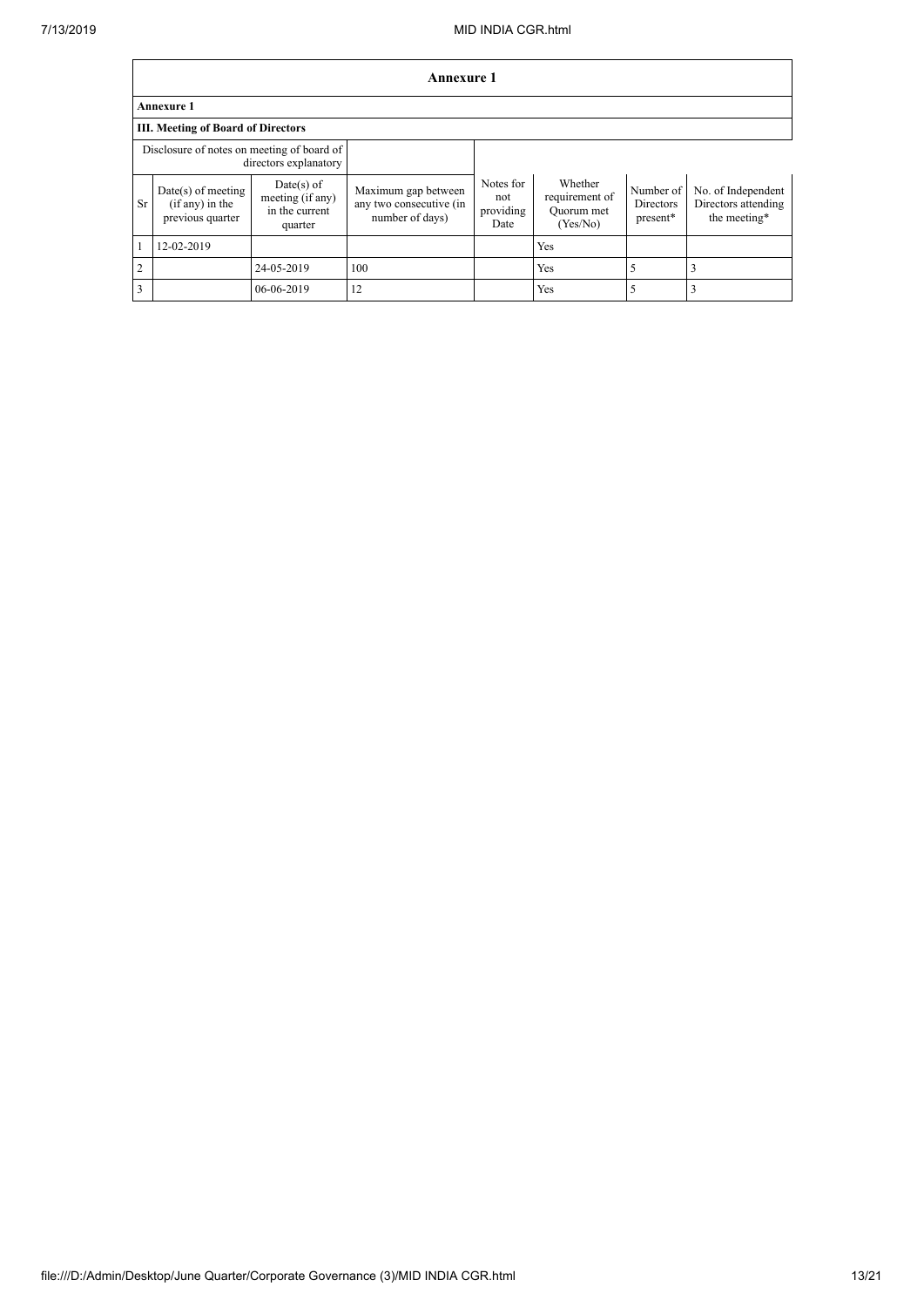| Annexure 1 | | | | | | | |
|---|---|---|---|---|---|---|---|
| **Annexure 1** | | | | | | | |
| **III. Meeting of Board of Directors** | | | | | | | |
| Disclosure of notes on meeting of board of directors explanatory | | | | | | | |
| Sr | Date(s) of meeting (if any) in the previous quarter | Date(s) of meeting (if any) in the current quarter | Maximum gap between any two consecutive (in number of days) | Notes for not providing Date | Whether requirement of Quorum met (Yes/No) | Number of Directors present* | No. of Independent Directors attending the meeting* |
| 1 | 12-02-2019 | | | | Yes | | |
| 2 | | 24-05-2019 | 100 | | Yes | 5 | 3 |
| 3 | | 06-06-2019 | 12 | | Yes | 5 | 3 |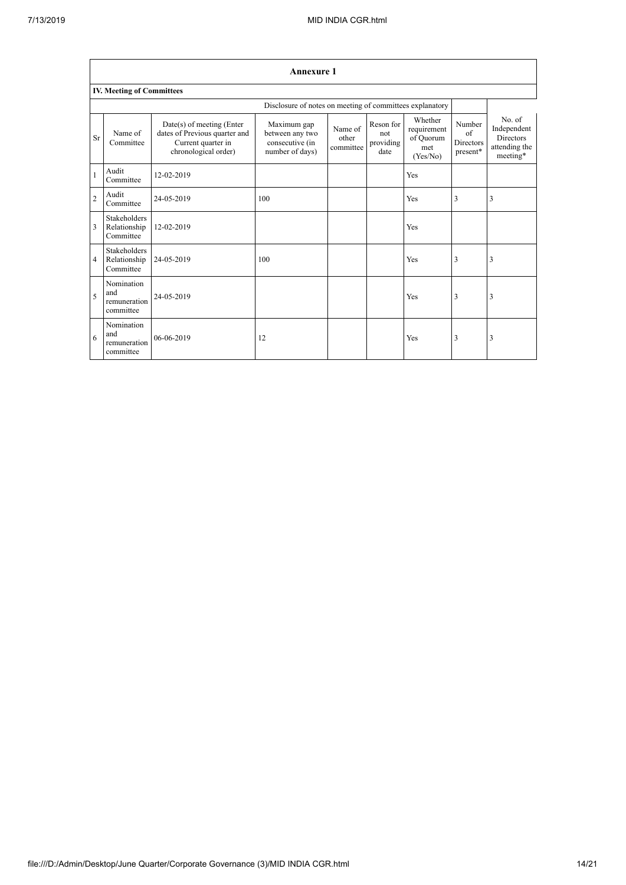## Annexure 1

### IV. Meeting of Committees

| | | | Disclosure of notes on meeting of committees explanatory | | | | | |
|---|---|---|---|---|---|---|---|---|
| Sr | Name of Committee | Date(s) of meeting (Enter dates of Previous quarter and Current quarter in chronological order) | Maximum gap between any two consecutive (in number of days) | Name of other committee | Reson for not providing date | Whether requirement of Quorum met (Yes/No) | Number of Directors present* | No. of Independent Directors attending the meeting* |
| 1 | Audit Committee | 12-02-2019 | | | | Yes | | |
| 2 | Audit Committee | 24-05-2019 | 100 | | | Yes | 3 | 3 |
| 3 | Stakeholders Relationship Committee | 12-02-2019 | | | | Yes | | |
| 4 | Stakeholders Relationship Committee | 24-05-2019 | 100 | | | Yes | 3 | 3 |
| 5 | Nomination and remuneration committee | 24-05-2019 | | | | Yes | 3 | 3 |
| 6 | Nomination and remuneration committee | 06-06-2019 | 12 | | | Yes | 3 | 3 |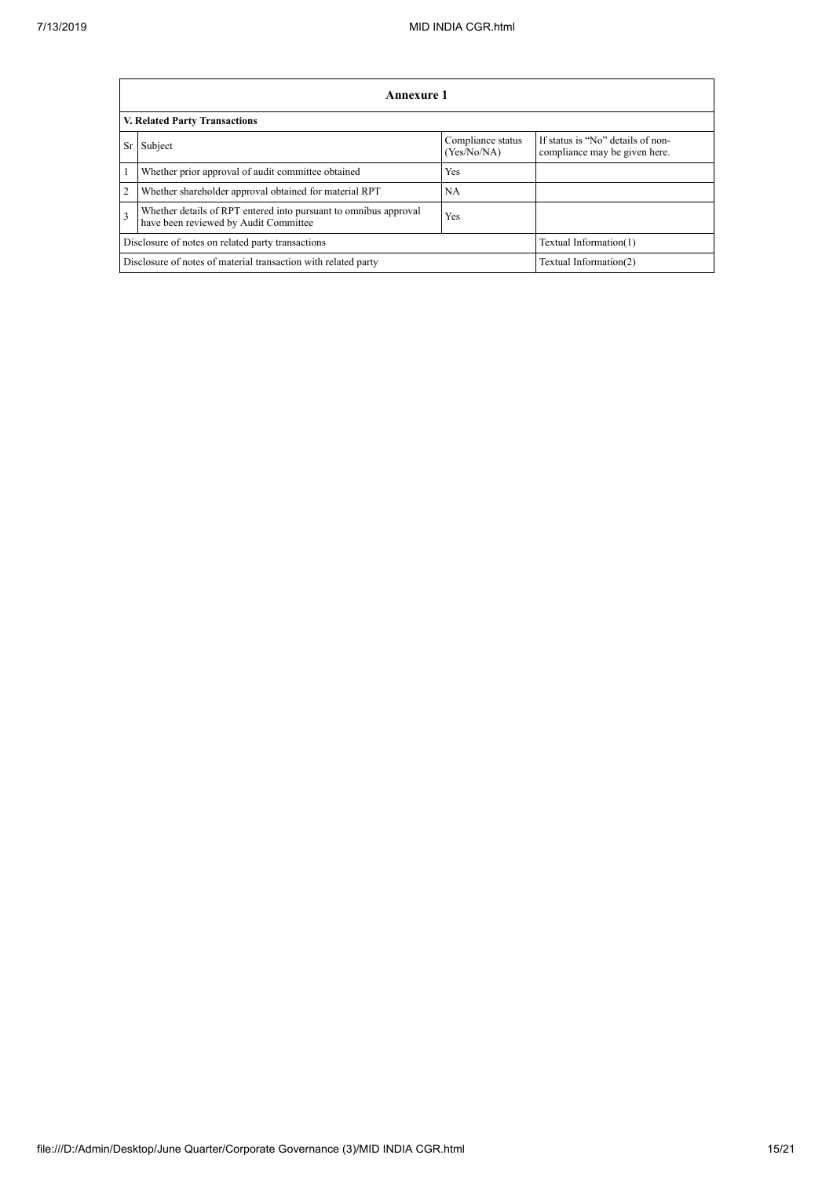| Annexure 1 | | | |
|---|---|---|---|
| **V. Related Party Transactions** | | | |
| Sr | Subject | Compliance status (Yes/No/NA) | If status is "No" details of non-compliance may be given here. |
| 1 | Whether prior approval of audit committee obtained | Yes | |
| 2 | Whether shareholder approval obtained for material RPT | NA | |
| 3 | Whether details of RPT entered into pursuant to omnibus approval have been reviewed by Audit Committee | Yes | |
| Disclosure of notes on related party transactions | | | Textual Information(1) |
| Disclosure of notes of material transaction with related party | | | Textual Information(2) |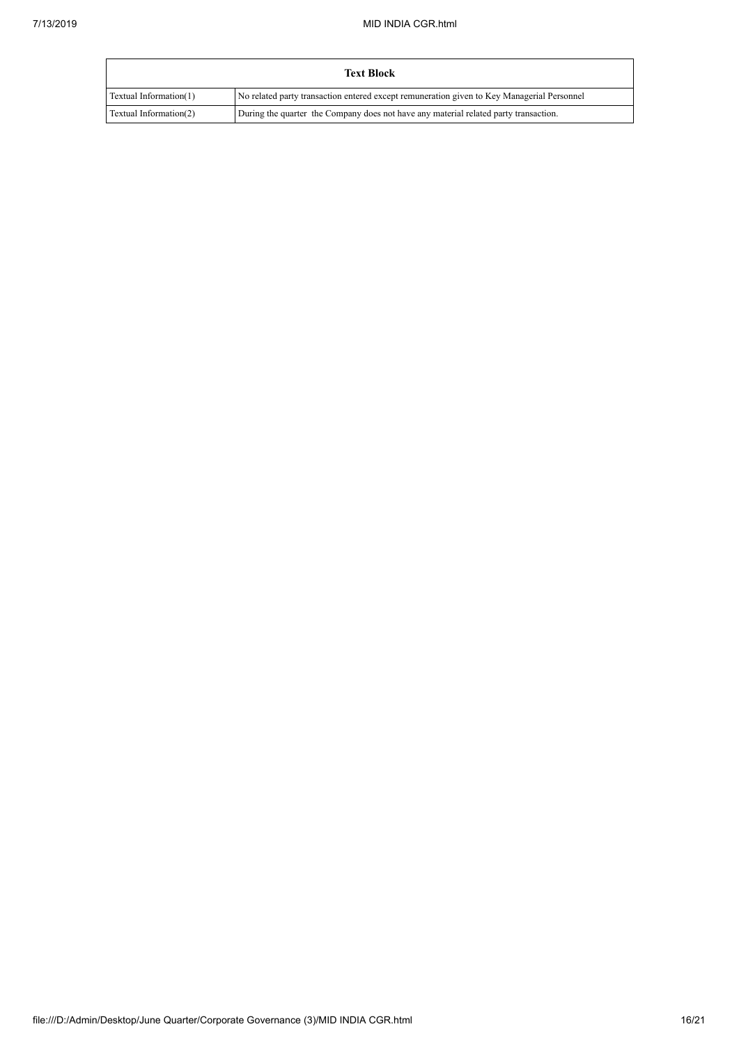| Text Block | |
|---|---|
| Textual Information(1) | No related party transaction entered except remuneration given to Key Managerial Personnel |
| Textual Information(2) | During the quarter the Company does not have any material related party transaction. |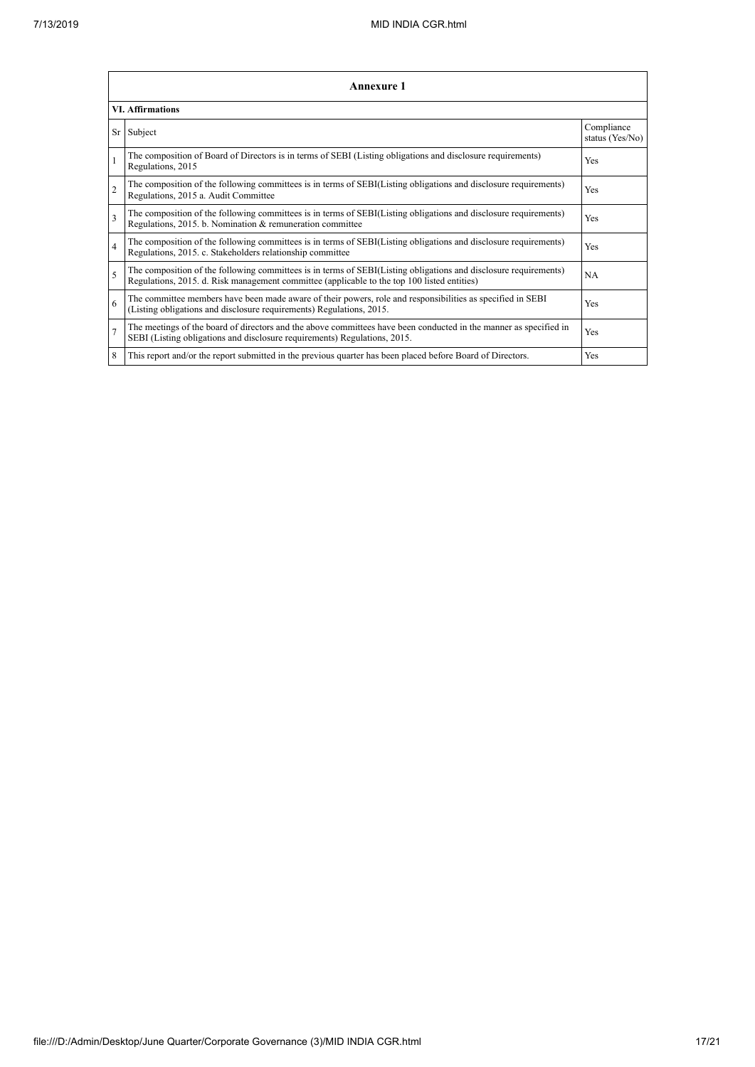## Annexure 1

### VI. Affirmations

| Sr | Subject | Compliance status (Yes/No) |
|---|---|---|
| 1 | The composition of Board of Directors is in terms of SEBI (Listing obligations and disclosure requirements) Regulations, 2015 | Yes |
| 2 | The composition of the following committees is in terms of SEBI(Listing obligations and disclosure requirements) Regulations, 2015 a. Audit Committee | Yes |
| 3 | The composition of the following committees is in terms of SEBI(Listing obligations and disclosure requirements) Regulations, 2015. b. Nomination & remuneration committee | Yes |
| 4 | The composition of the following committees is in terms of SEBI(Listing obligations and disclosure requirements) Regulations, 2015. c. Stakeholders relationship committee | Yes |
| 5 | The composition of the following committees is in terms of SEBI(Listing obligations and disclosure requirements) Regulations, 2015. d. Risk management committee (applicable to the top 100 listed entities) | NA |
| 6 | The committee members have been made aware of their powers, role and responsibilities as specified in SEBI (Listing obligations and disclosure requirements) Regulations, 2015. | Yes |
| 7 | The meetings of the board of directors and the above committees have been conducted in the manner as specified in SEBI (Listing obligations and disclosure requirements) Regulations, 2015. | Yes |
| 8 | This report and/or the report submitted in the previous quarter has been placed before Board of Directors. | Yes |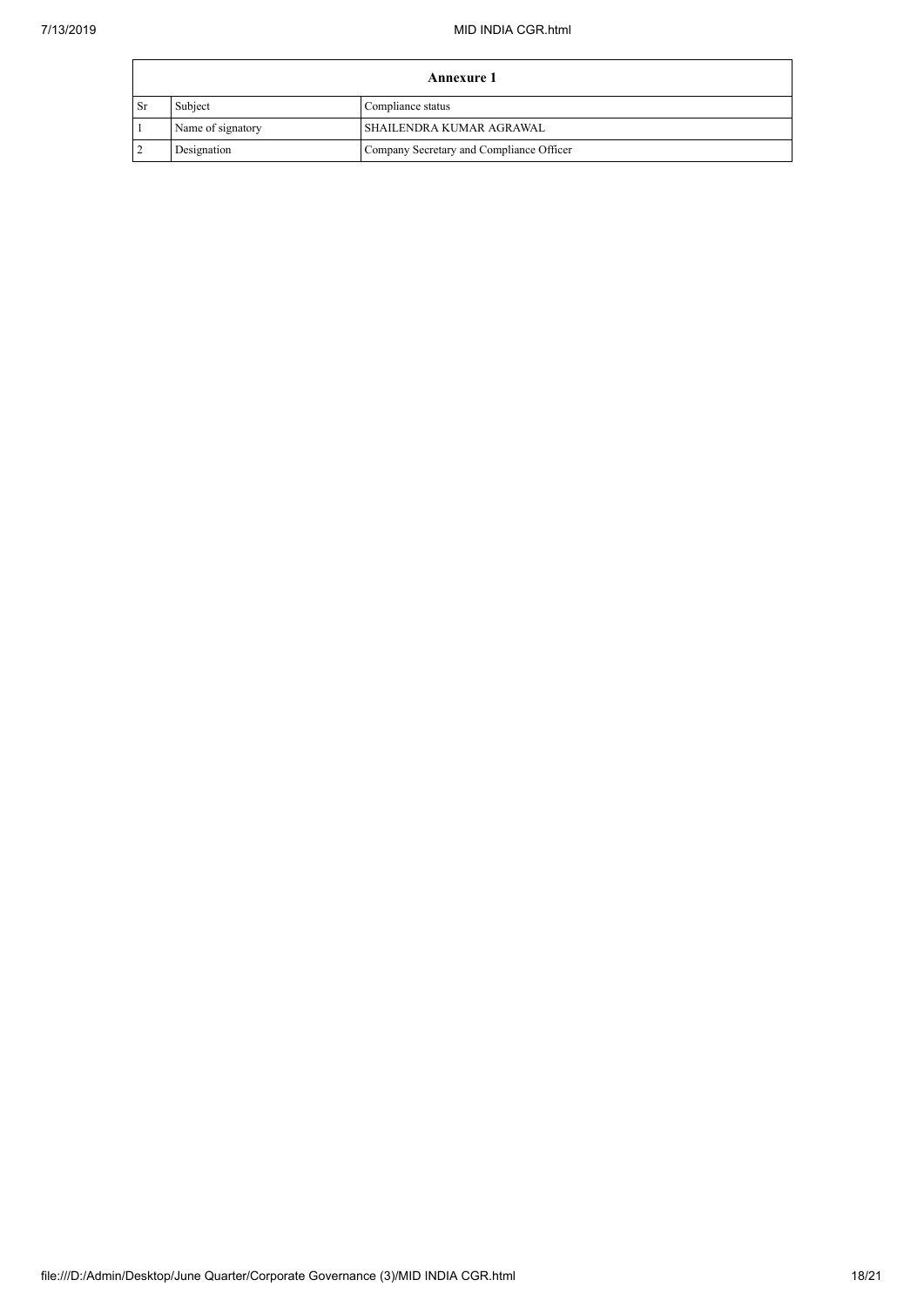| Annexure 1 | | |
|---|---|---|
| Sr | Subject | Compliance status |
| 1 | Name of signatory | SHAILENDRA KUMAR AGRAWAL |
| 2 | Designation | Company Secretary and Compliance Officer |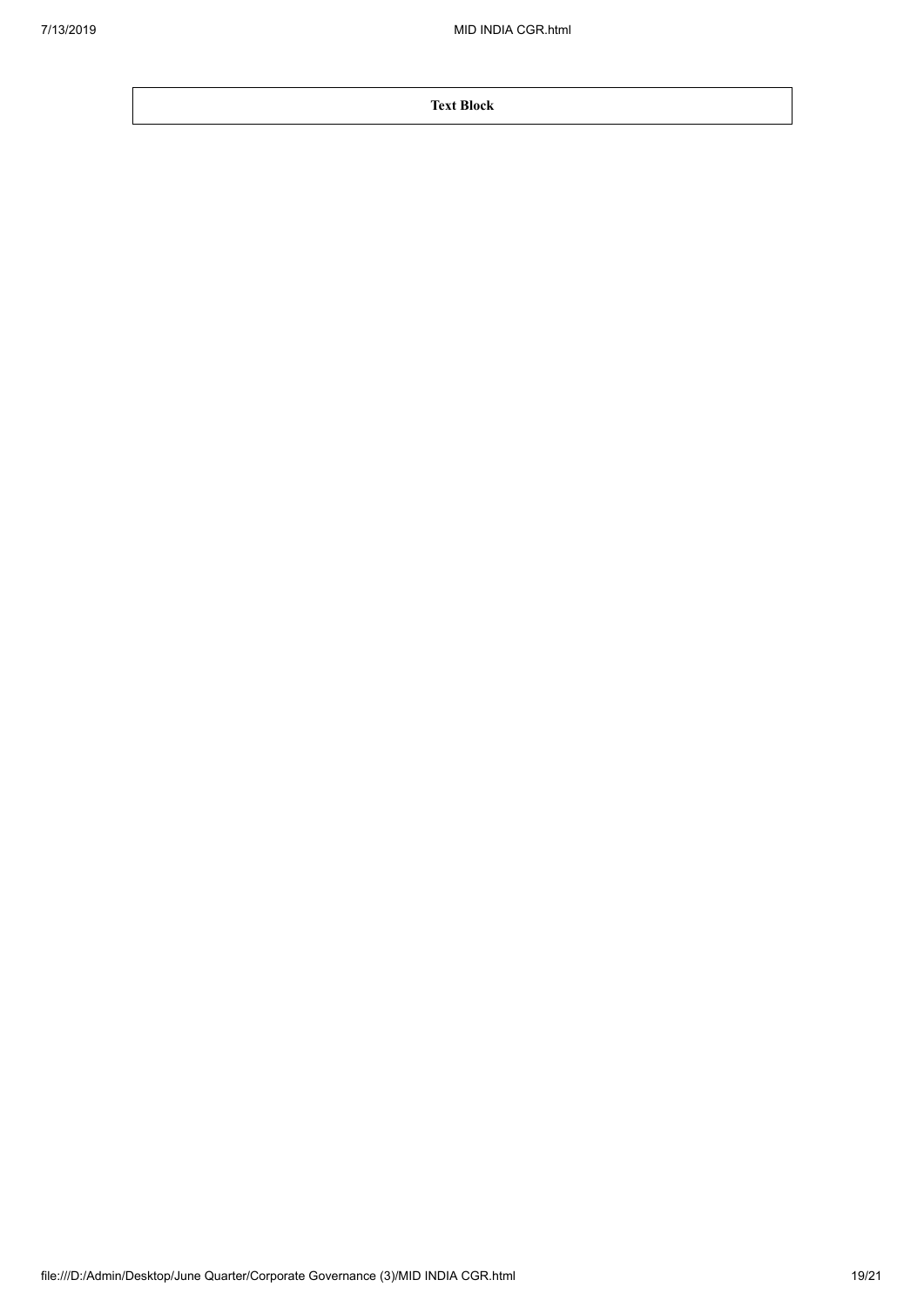| **Text Block** |
| --- |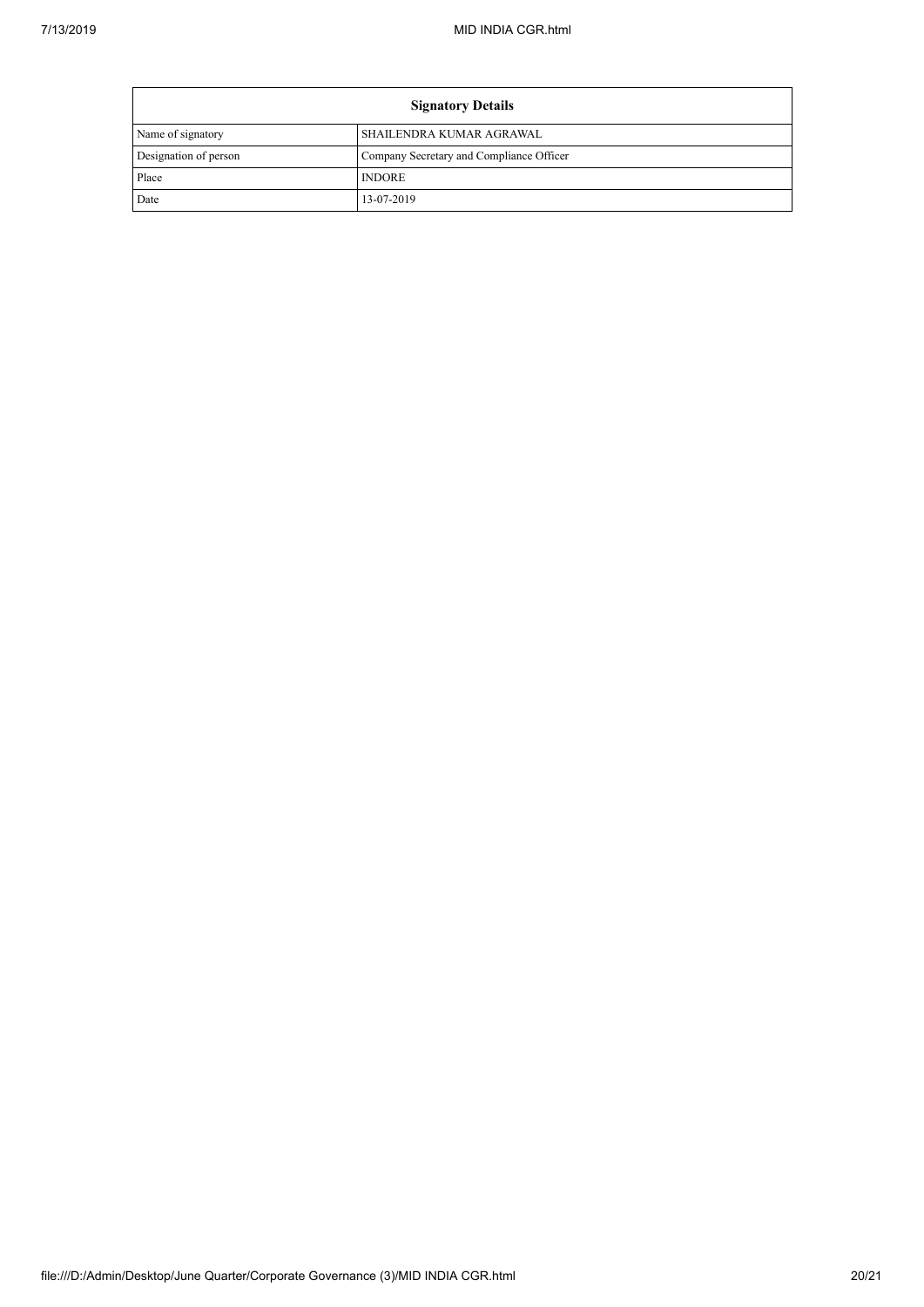| Signatory Details | |
|---|---|
| Name of signatory | SHAILENDRA KUMAR AGRAWAL |
| Designation of person | Company Secretary and Compliance Officer |
| Place | INDORE |
| Date | 13-07-2019 |